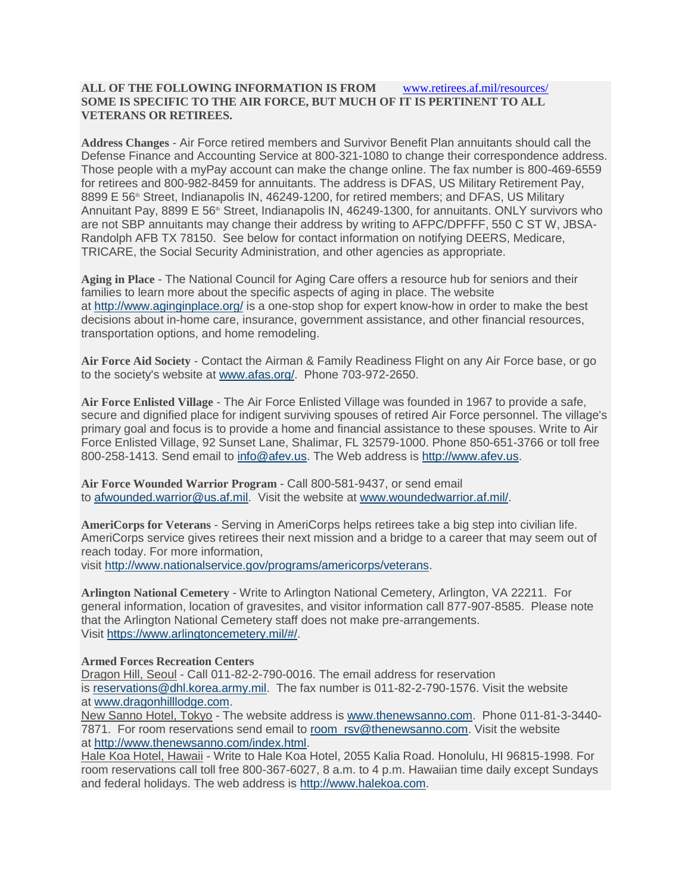**ALL OF THE FOLLOWING INFORMATION IS FROM** www.retirees.af.mil/resources/ **SOME IS SPECIFIC TO THE AIR FORCE, BUT MUCH OF IT IS PERTINENT TO ALL VETERANS OR RETIREES.**

**Address Changes** - Air Force retired members and Survivor Benefit Plan annuitants should call the Defense Finance and Accounting Service at 800-321-1080 to change their correspondence address. Those people with a myPay account can make the change online. The fax number is 800-469-6559 for retirees and 800-982-8459 for annuitants. The address is DFAS, US Military Retirement Pay, 8899 E 56th Street, Indianapolis IN, 46249-1200, for retired members; and DFAS, US Military Annuitant Pay, 8899 E 56th Street, Indianapolis IN, 46249-1300, for annuitants. ONLY survivors who are not SBP annuitants may change their address by writing to AFPC/DPFFF, 550 C ST W, JBSA-Randolph AFB TX 78150. See below for contact information on notifying DEERS, Medicare, TRICARE, the Social Security Administration, and other agencies as appropriate.

**Aging in Place** - The National Council for Aging Care offers a resource hub for seniors and their families to learn more about the specific aspects of aging in place. The website at http://www.aginginplace.org/ is a one-stop shop for expert know-how in order to make the best decisions about in-home care, insurance, government assistance, and other financial resources, transportation options, and home remodeling.

**Air Force Aid Society** - Contact the Airman & Family Readiness Flight on any Air Force base, or go to the society's website at www.afas.org/. Phone 703-972-2650.

**Air Force Enlisted Village** - The Air Force Enlisted Village was founded in 1967 to provide a safe, secure and dignified place for indigent surviving spouses of retired Air Force personnel. The village's primary goal and focus is to provide a home and financial assistance to these spouses. Write to Air Force Enlisted Village, 92 Sunset Lane, Shalimar, FL 32579-1000. Phone 850-651-3766 or toll free 800-258-1413. Send email to info@afev.us. The Web address is http://www.afev.us.

**Air Force Wounded Warrior Program** - Call 800-581-9437, or send email to afwounded.warrior@us.af.mil. Visit the website at www.woundedwarrior.af.mil/.

**AmeriCorps for Veterans** - Serving in AmeriCorps helps retirees take a big step into civilian life. AmeriCorps service gives retirees their next mission and a bridge to a career that may seem out of reach today. For more information, visit http://www.nationalservice.gov/programs/americorps/veterans.

**Arlington National Cemetery** - Write to Arlington National Cemetery, Arlington, VA 22211. For general information, location of gravesites, and visitor information call 877-907-8585. Please note that the Arlington National Cemetery staff does not make pre-arrangements. Visit https://www.arlingtoncemetery.mil/#/.

**Armed Forces Recreation Centers**

Dragon Hill, Seoul - Call 011-82-2-790-0016. The email address for reservation is reservations@dhl.korea.army.mil. The fax number is 011-82-2-790-1576. Visit the website at www.dragonhilllodge.com.

New Sanno Hotel, Tokyo - The website address is www.thenewsanno.com. Phone 011-81-3-3440-7871. For room reservations send email to room_rsv@thenewsanno.com. Visit the website at http://www.thenewsanno.com/index.html.

Hale Koa Hotel, Hawaii - Write to Hale Koa Hotel, 2055 Kalia Road. Honolulu, HI 96815-1998. For room reservations call toll free 800-367-6027, 8 a.m. to 4 p.m. Hawaiian time daily except Sundays and federal holidays. The web address is http://www.halekoa.com.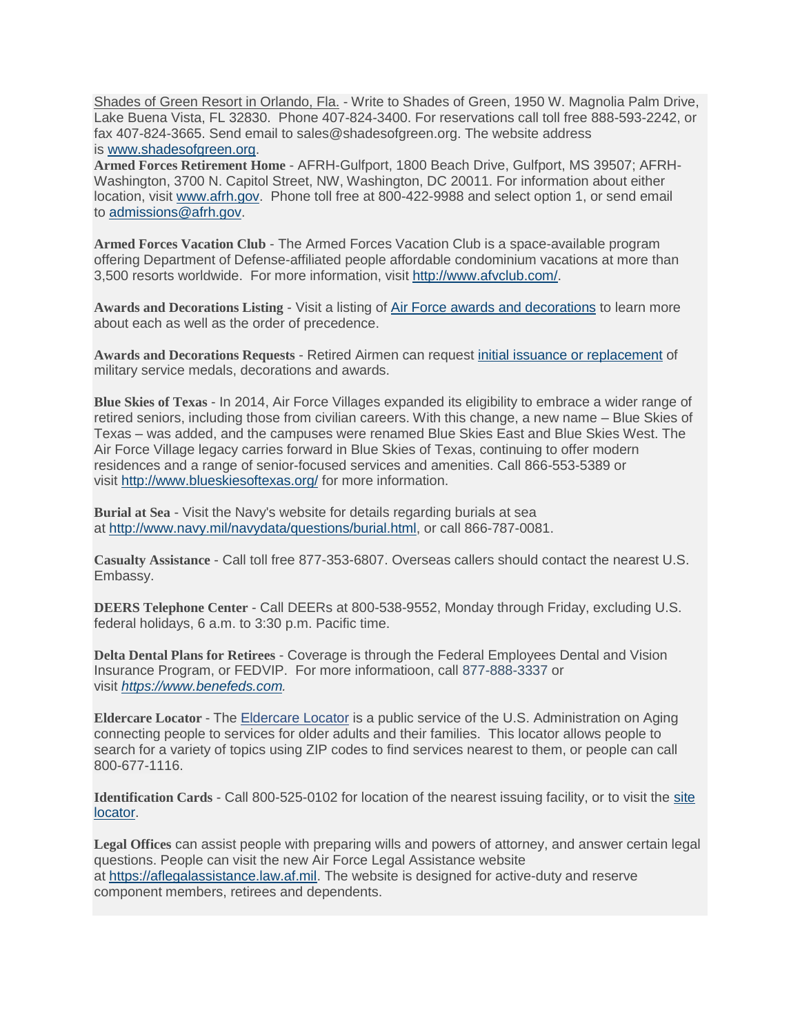Shades of Green Resort in Orlando, Fla. - Write to Shades of Green, 1950 W. Magnolia Palm Drive, Lake Buena Vista, FL 32830. Phone 407-824-3400. For reservations call toll free 888-593-2242, or fax 407-824-3665. Send email to sales@shadesofgreen.org. The website address is www.shadesofgreen.org.

**Armed Forces Retirement Home** - AFRH-Gulfport, 1800 Beach Drive, Gulfport, MS 39507; AFRH-Washington, 3700 N. Capitol Street, NW, Washington, DC 20011. For information about either location, visit www.afrh.gov. Phone toll free at 800-422-9988 and select option 1, or send email to admissions@afrh.gov.

**Armed Forces Vacation Club** - The Armed Forces Vacation Club is a space-available program offering Department of Defense-affiliated people affordable condominium vacations at more than 3,500 resorts worldwide. For more information, visit http://www.afvclub.com/.

**Awards and Decorations Listing** - Visit a listing of Air Force awards and decorations to learn more about each as well as the order of precedence.

**Awards and Decorations Requests** - Retired Airmen can request initial issuance or replacement of military service medals, decorations and awards.

**Blue Skies of Texas** - In 2014, Air Force Villages expanded its eligibility to embrace a wider range of retired seniors, including those from civilian careers. With this change, a new name – Blue Skies of Texas – was added, and the campuses were renamed Blue Skies East and Blue Skies West. The Air Force Village legacy carries forward in Blue Skies of Texas, continuing to offer modern residences and a range of senior-focused services and amenities. Call 866-553-5389 or visit http://www.blueskiesoftexas.org/ for more information.

**Burial at Sea** - Visit the Navy's website for details regarding burials at sea at http://www.navy.mil/navydata/questions/burial.html, or call 866-787-0081.

**Casualty Assistance** - Call toll free 877-353-6807. Overseas callers should contact the nearest U.S. Embassy.

**DEERS Telephone Center** - Call DEERs at 800-538-9552, Monday through Friday, excluding U.S. federal holidays, 6 a.m. to 3:30 p.m. Pacific time.

**Delta Dental Plans for Retirees** - Coverage is through the Federal Employees Dental and Vision Insurance Program, or FEDVIP. For more informatioon, call 877-888-3337 or visit *https://www.benefeds.com.*

**Eldercare Locator** - The Eldercare Locator is a public service of the U.S. Administration on Aging connecting people to services for older adults and their families. This locator allows people to search for a variety of topics using ZIP codes to find services nearest to them, or people can call 800-677-1116.

**Identification Cards** - Call 800-525-0102 for location of the nearest issuing facility, or to visit the site locator.

**Legal Offices** can assist people with preparing wills and powers of attorney, and answer certain legal questions. People can visit the new Air Force Legal Assistance website at https://aflegalassistance.law.af.mil. The website is designed for active-duty and reserve component members, retirees and dependents.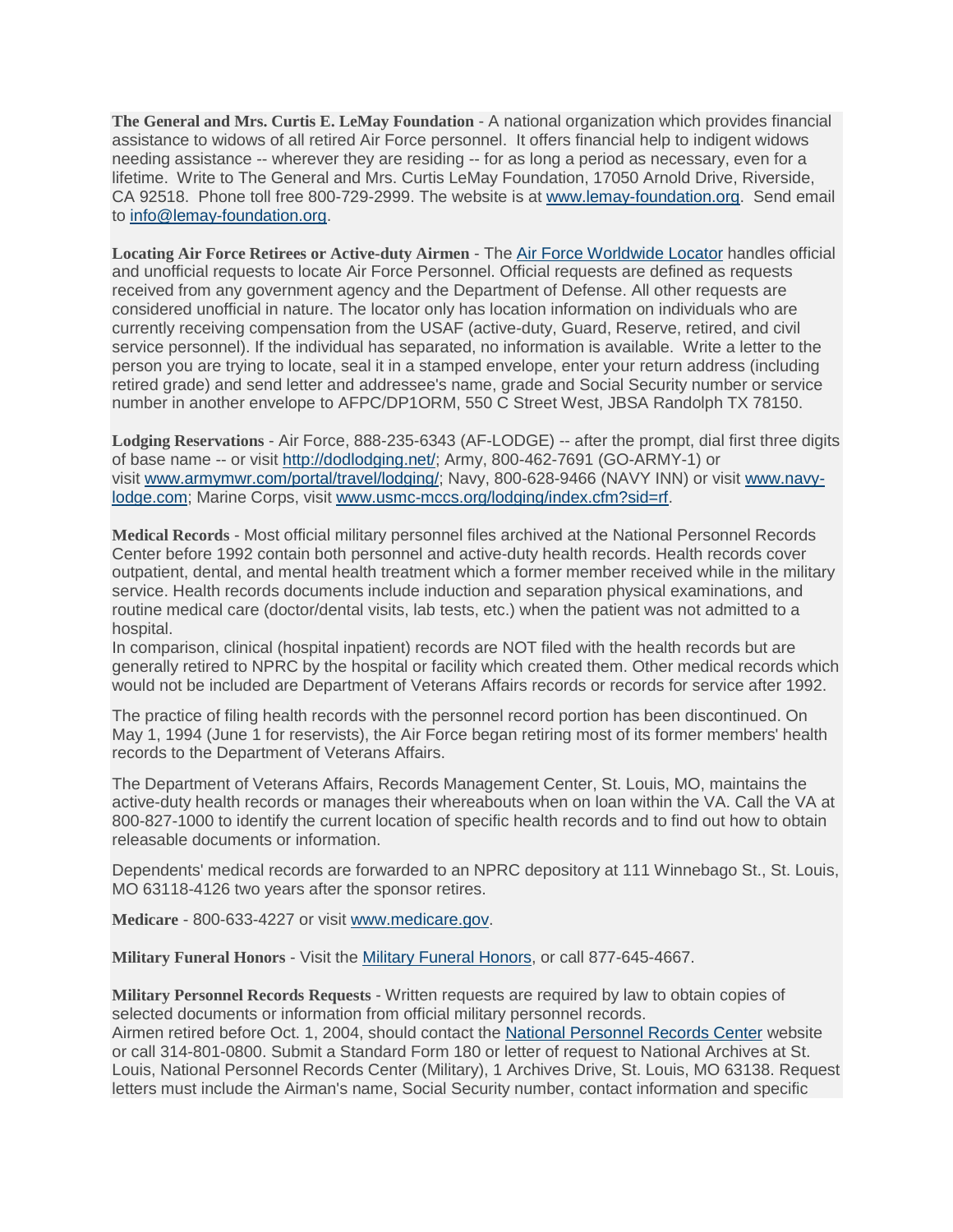**The General and Mrs. Curtis E. LeMay Foundation** - A national organization which provides financial assistance to widows of all retired Air Force personnel. It offers financial help to indigent widows needing assistance -- wherever they are residing -- for as long a period as necessary, even for a lifetime. Write to The General and Mrs. Curtis LeMay Foundation, 17050 Arnold Drive, Riverside, CA 92518. Phone toll free 800-729-2999. The website is at [www.lemay-foundation.org](www.lemay-foundation.org). Send email to [info@lemay-foundation.org](mailto:info@lemay-foundation.org).

**Locating Air Force Retirees or Active-duty Airmen** - The [Air Force Worldwide Locator](#) handles official and unofficial requests to locate Air Force Personnel. Official requests are defined as requests received from any government agency and the Department of Defense. All other requests are considered unofficial in nature. The locator only has location information on individuals who are currently receiving compensation from the USAF (active-duty, Guard, Reserve, retired, and civil service personnel). If the individual has separated, no information is available. Write a letter to the person you are trying to locate, seal it in a stamped envelope, enter your return address (including retired grade) and send letter and addressee's name, grade and Social Security number or service number in another envelope to AFPC/DP1ORM, 550 C Street West, JBSA Randolph TX 78150.

**Lodging Reservations** - Air Force, 888-235-6343 (AF-LODGE) -- after the prompt, dial first three digits of base name -- or visit [http://dodlodging.net/](http://dodlodging.net/); Army, 800-462-7691 (GO-ARMY-1) or visit [www.armymwr.com/portal/travel/lodging/](www.armymwr.com/portal/travel/lodging/); Navy, 800-628-9466 (NAVY INN) or visit [www.navy-lodge.com](www.navy-lodge.com); Marine Corps, visit [www.usmc-mccs.org/lodging/index.cfm?sid=rf](www.usmc-mccs.org/lodging/index.cfm?sid=rf).

**Medical Records** - Most official military personnel files archived at the National Personnel Records Center before 1992 contain both personnel and active-duty health records. Health records cover outpatient, dental, and mental health treatment which a former member received while in the military service. Health records documents include induction and separation physical examinations, and routine medical care (doctor/dental visits, lab tests, etc.) when the patient was not admitted to a hospital.

In comparison, clinical (hospital inpatient) records are NOT filed with the health records but are generally retired to NPRC by the hospital or facility which created them. Other medical records which would not be included are Department of Veterans Affairs records or records for service after 1992.

The practice of filing health records with the personnel record portion has been discontinued. On May 1, 1994 (June 1 for reservists), the Air Force began retiring most of its former members' health records to the Department of Veterans Affairs.

The Department of Veterans Affairs, Records Management Center, St. Louis, MO, maintains the active-duty health records or manages their whereabouts when on loan within the VA. Call the VA at 800-827-1000 to identify the current location of specific health records and to find out how to obtain releasable documents or information.

Dependents' medical records are forwarded to an NPRC depository at 111 Winnebago St., St. Louis, MO 63118-4126 two years after the sponsor retires.

**Medicare** - 800-633-4227 or visit [www.medicare.gov](www.medicare.gov).

**Military Funeral Honors** - Visit the [Military Funeral Honors](#), or call 877-645-4667.

**Military Personnel Records Requests** - Written requests are required by law to obtain copies of selected documents or information from official military personnel records.

Airmen retired before Oct. 1, 2004, should contact the [National Personnel Records Center](#) website or call 314-801-0800. Submit a Standard Form 180 or letter of request to National Archives at St. Louis, National Personnel Records Center (Military), 1 Archives Drive, St. Louis, MO 63138. Request letters must include the Airman's name, Social Security number, contact information and specific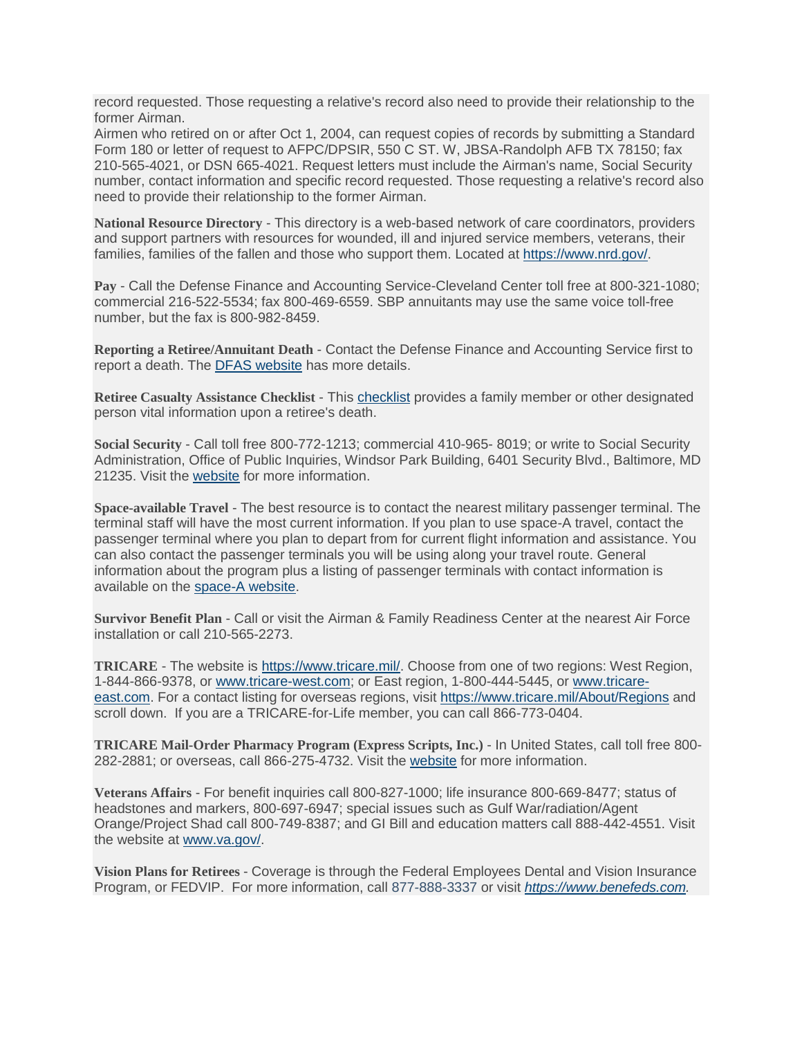record requested. Those requesting a relative's record also need to provide their relationship to the former Airman.
Airmen who retired on or after Oct 1, 2004, can request copies of records by submitting a Standard Form 180 or letter of request to AFPC/DPSIR, 550 C ST. W, JBSA-Randolph AFB TX 78150; fax 210-565-4021, or DSN 665-4021. Request letters must include the Airman's name, Social Security number, contact information and specific record requested. Those requesting a relative's record also need to provide their relationship to the former Airman.

**National Resource Directory** - This directory is a web-based network of care coordinators, providers and support partners with resources for wounded, ill and injured service members, veterans, their families, families of the fallen and those who support them. Located at https://www.nrd.gov/.

**Pay** - Call the Defense Finance and Accounting Service-Cleveland Center toll free at 800-321-1080; commercial 216-522-5534; fax 800-469-6559. SBP annuitants may use the same voice toll-free number, but the fax is 800-982-8459.

**Reporting a Retiree/Annuitant Death** - Contact the Defense Finance and Accounting Service first to report a death. The DFAS website has more details.

**Retiree Casualty Assistance Checklist** - This checklist provides a family member or other designated person vital information upon a retiree's death.

**Social Security** - Call toll free 800-772-1213; commercial 410-965- 8019; or write to Social Security Administration, Office of Public Inquiries, Windsor Park Building, 6401 Security Blvd., Baltimore, MD 21235. Visit the website for more information.

**Space-available Travel** - The best resource is to contact the nearest military passenger terminal. The terminal staff will have the most current information. If you plan to use space-A travel, contact the passenger terminal where you plan to depart from for current flight information and assistance. You can also contact the passenger terminals you will be using along your travel route. General information about the program plus a listing of passenger terminals with contact information is available on the space-A website.

**Survivor Benefit Plan** - Call or visit the Airman & Family Readiness Center at the nearest Air Force installation or call 210-565-2273.

**TRICARE** - The website is https://www.tricare.mil/. Choose from one of two regions: West Region, 1-844-866-9378, or www.tricare-west.com; or East region, 1-800-444-5445, or www.tricare-east.com. For a contact listing for overseas regions, visit https://www.tricare.mil/About/Regions and scroll down. If you are a TRICARE-for-Life member, you can call 866-773-0404.

**TRICARE Mail-Order Pharmacy Program (Express Scripts, Inc.)** - In United States, call toll free 800-282-2881; or overseas, call 866-275-4732. Visit the website for more information.

**Veterans Affairs** - For benefit inquiries call 800-827-1000; life insurance 800-669-8477; status of headstones and markers, 800-697-6947; special issues such as Gulf War/radiation/Agent Orange/Project Shad call 800-749-8387; and GI Bill and education matters call 888-442-4551. Visit the website at www.va.gov/.

**Vision Plans for Retirees** - Coverage is through the Federal Employees Dental and Vision Insurance Program, or FEDVIP. For more information, call 877-888-3337 or visit *https://www.benefeds.com*.